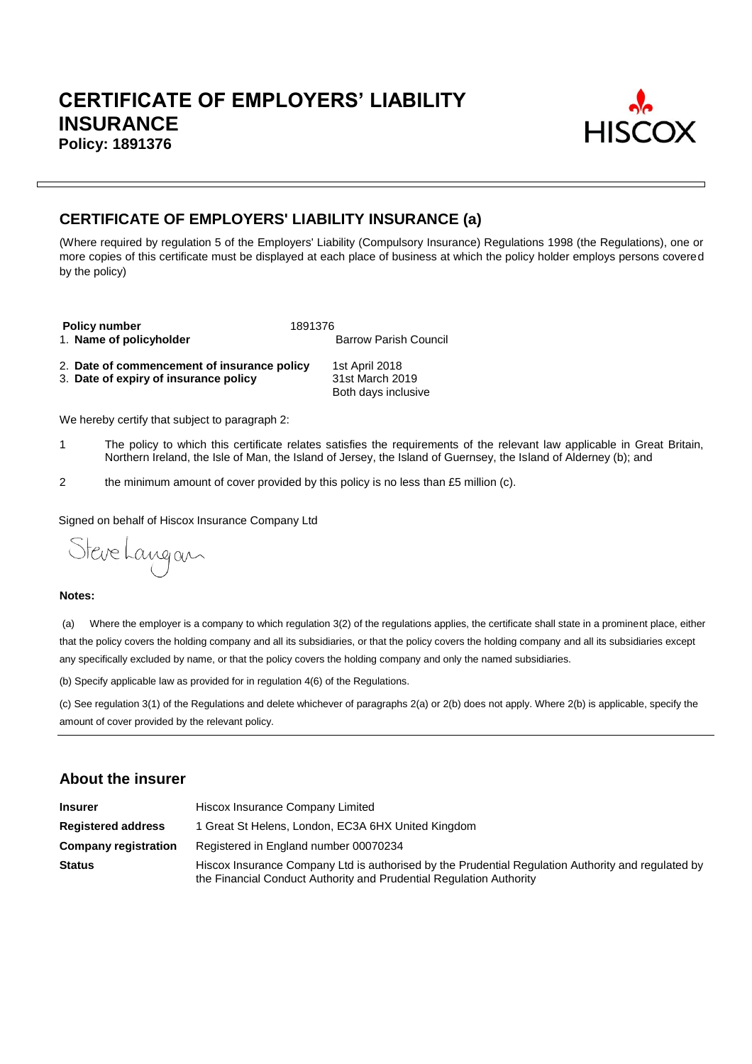# CERTIFICATE OF EMPLOYERS' LIABILITY INSURANCE

**Policy: 1891376**

HISCOX

## CERTIFICATE OF EMPLOYERS' LIABILITY INSURANCE (a)

(Where required by regulation 5 of the Employers' Liability (Compulsory Insurance) Regulations 1998 (the Regulations), one or more copies of this certificate must be displayed at each place of business at which the policy holder employs persons covered by the policy)

| | |
|---|---|
| **Policy number** | 1891376 |
| 1. **Name of policyholder** | Barrow Parish Council |
| 2. **Date of commencement of insurance policy** | 1st April 2018 |
| 3. **Date of expiry of insurance policy** | 31st March 2019<br>Both days inclusive |

We hereby certify that subject to paragraph 2:

1 The policy to which this certificate relates satisfies the requirements of the relevant law applicable in Great Britain, Northern Ireland, the Isle of Man, the Island of Jersey, the Island of Guernsey, the Island of Alderney (b); and

2 the minimum amount of cover provided by this policy is no less than £5 million (c).

Signed on behalf of Hiscox Insurance Company Ltd

Steve Langan

**Notes:**

(a) Where the employer is a company to which regulation 3(2) of the regulations applies, the certificate shall state in a prominent place, either that the policy covers the holding company and all its subsidiaries, or that the policy covers the holding company and all its subsidiaries except any specifically excluded by name, or that the policy covers the holding company and only the named subsidiaries.

(b) Specify applicable law as provided for in regulation 4(6) of the Regulations.

(c) See regulation 3(1) of the Regulations and delete whichever of paragraphs 2(a) or 2(b) does not apply. Where 2(b) is applicable, specify the amount of cover provided by the relevant policy.

## About the insurer

| | |
|---|---|
| **Insurer** | Hiscox Insurance Company Limited |
| **Registered address** | 1 Great St Helens, London, EC3A 6HX United Kingdom |
| **Company registration** | Registered in England number 00070234 |
| **Status** | Hiscox Insurance Company Ltd is authorised by the Prudential Regulation Authority and regulated by the Financial Conduct Authority and Prudential Regulation Authority |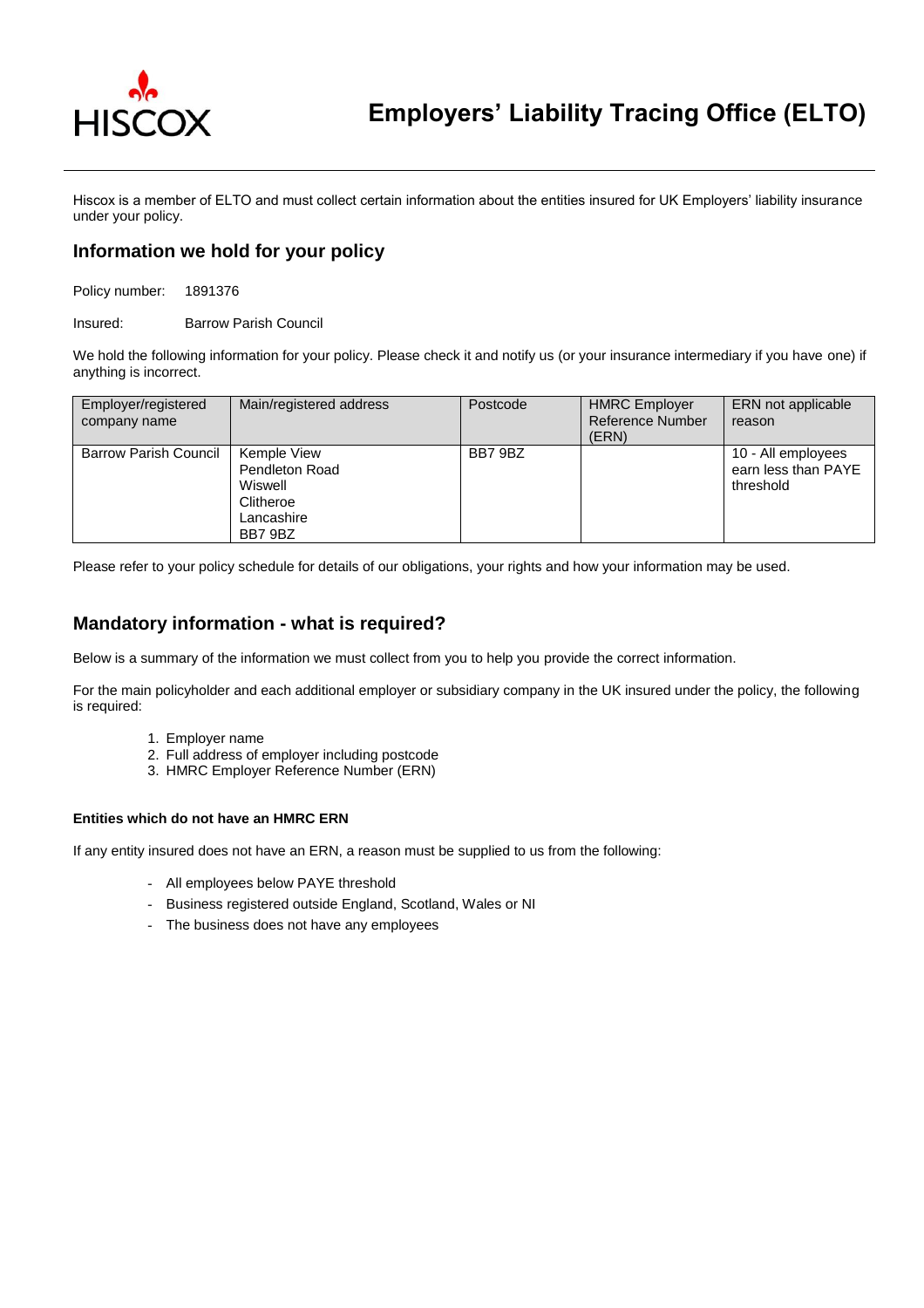HISCOX

# Employers' Liability Tracing Office (ELTO)

Hiscox is a member of ELTO and must collect certain information about the entities insured for UK Employers' liability insurance under your policy.

## Information we hold for your policy

Policy number: 1891376

Insured: Barrow Parish Council

We hold the following information for your policy. Please check it and notify us (or your insurance intermediary if you have one) if anything is incorrect.

| Employer/registered company name | Main/registered address | Postcode | HMRC Employer Reference Number (ERN) | ERN not applicable reason |
|---|---|---|---|---|
| Barrow Parish Council | Kemple View<br>Pendleton Road<br>Wiswell<br>Clitheroe<br>Lancashire<br>BB7 9BZ | BB7 9BZ | | 10 - All employees earn less than PAYE threshold |

Please refer to your policy schedule for details of our obligations, your rights and how your information may be used.

## Mandatory information - what is required?

Below is a summary of the information we must collect from you to help you provide the correct information.

For the main policyholder and each additional employer or subsidiary company in the UK insured under the policy, the following is required:

1. Employer name
2. Full address of employer including postcode
3. HMRC Employer Reference Number (ERN)

#### Entities which do not have an HMRC ERN

If any entity insured does not have an ERN, a reason must be supplied to us from the following:

- All employees below PAYE threshold
- Business registered outside England, Scotland, Wales or NI
- The business does not have any employees